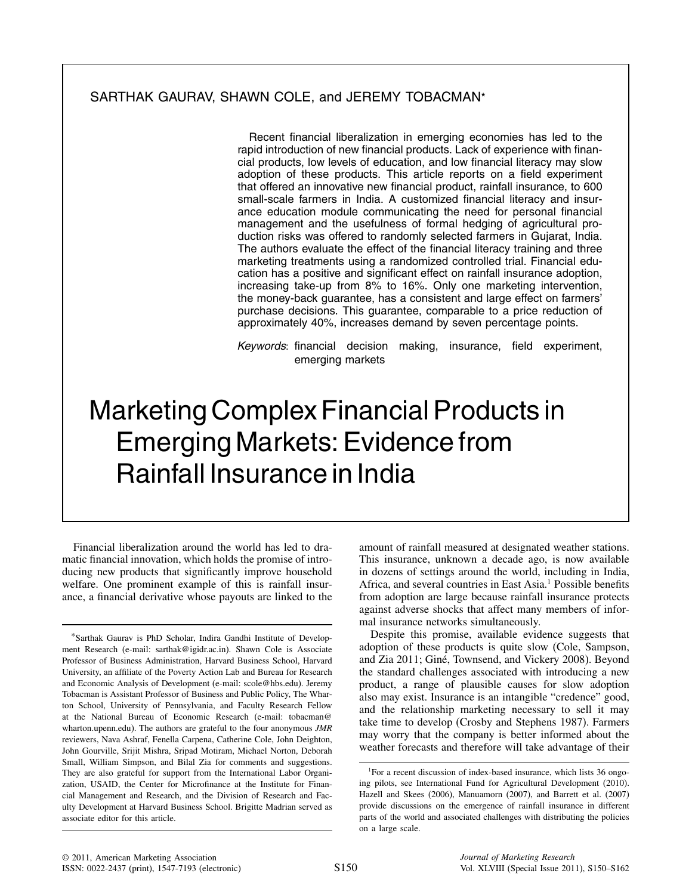# Marketing Complex Financial Products in Emerging Markets: Evidence from Rainfall Insurance in India

SARTHAK GAURAV, SHAWN COLE, and JEREMY TOBACMAN*

Recent financial liberalization in emerging economies has led to the rapid introduction of new financial products. Lack of experience with financial products, low levels of education, and low financial literacy may slow adoption of these products. This article reports on a field experiment that offered an innovative new financial product, rainfall insurance, to 600 small-scale farmers in India. A customized financial literacy and insurance education module communicating the need for personal financial management and the usefulness of formal hedging of agricultural production risks was offered to randomly selected farmers in Gujarat, India. The authors evaluate the effect of the financial literacy training and three marketing treatments using a randomized controlled trial. Financial education has a positive and significant effect on rainfall insurance adoption, increasing take-up from 8% to 16%. Only one marketing intervention, the money-back guarantee, has a consistent and large effect on farmers' purchase decisions. This guarantee, comparable to a price reduction of approximately 40%, increases demand by seven percentage points.

*Keywords*: financial decision making, insurance, field experiment, emerging markets

Financial liberalization around the world has led to dramatic financial innovation, which holds the promise of introducing new products that significantly improve household welfare. One prominent example of this is rainfall insurance, a financial derivative whose payouts are linked to the amount of rainfall measured at designated weather stations. This insurance, unknown a decade ago, is now available in dozens of settings around the world, including in India, Africa, and several countries in East Asia.[1] Possible benefits from adoption are large because rainfall insurance protects against adverse shocks that affect many members of informal insurance networks simultaneously.

Despite this promise, available evidence suggests that adoption of these products is quite slow (Cole, Sampson, and Zia 2011; Giné, Townsend, and Vickery 2008). Beyond the standard challenges associated with introducing a new product, a range of plausible causes for slow adoption also may exist. Insurance is an intangible "credence" good, and the relationship marketing necessary to sell it may take time to develop (Crosby and Stephens 1987). Farmers may worry that the company is better informed about the weather forecasts and therefore will take advantage of their

*Sarthak Gaurav is PhD Scholar, Indira Gandhi Institute of Development Research (e-mail: sarthak@igidr.ac.in). Shawn Cole is Associate Professor of Business Administration, Harvard Business School, Harvard University, an affiliate of the Poverty Action Lab and Bureau for Research and Economic Analysis of Development (e-mail: scole@hbs.edu). Jeremy Tobacman is Assistant Professor of Business and Public Policy, The Wharton School, University of Pennsylvania, and Faculty Research Fellow at the National Bureau of Economic Research (e-mail: tobacman@wharton.upenn.edu). The authors are grateful to the four anonymous *JMR* reviewers, Nava Ashraf, Fenella Carpena, Catherine Cole, John Deighton, John Gourville, Srijit Mishra, Sripad Motiram, Michael Norton, Deborah Small, William Simpson, and Bilal Zia for comments and suggestions. They are also grateful for support from the International Labor Organization, USAID, the Center for Microfinance at the Institute for Financial Management and Research, and the Division of Research and Faculty Development at Harvard Business School. Brigitte Madrian served as associate editor for this article.

[1]For a recent discussion of index-based insurance, which lists 36 ongoing pilots, see International Fund for Agricultural Development (2010). Hazell and Skees (2006), Manuamorn (2007), and Barrett et al. (2007) provide discussions on the emergence of rainfall insurance in different parts of the world and associated challenges with distributing the policies on a large scale.

© 2011, American Marketing Association
ISSN: 0022-2437 (print), 1547-7193 (electronic)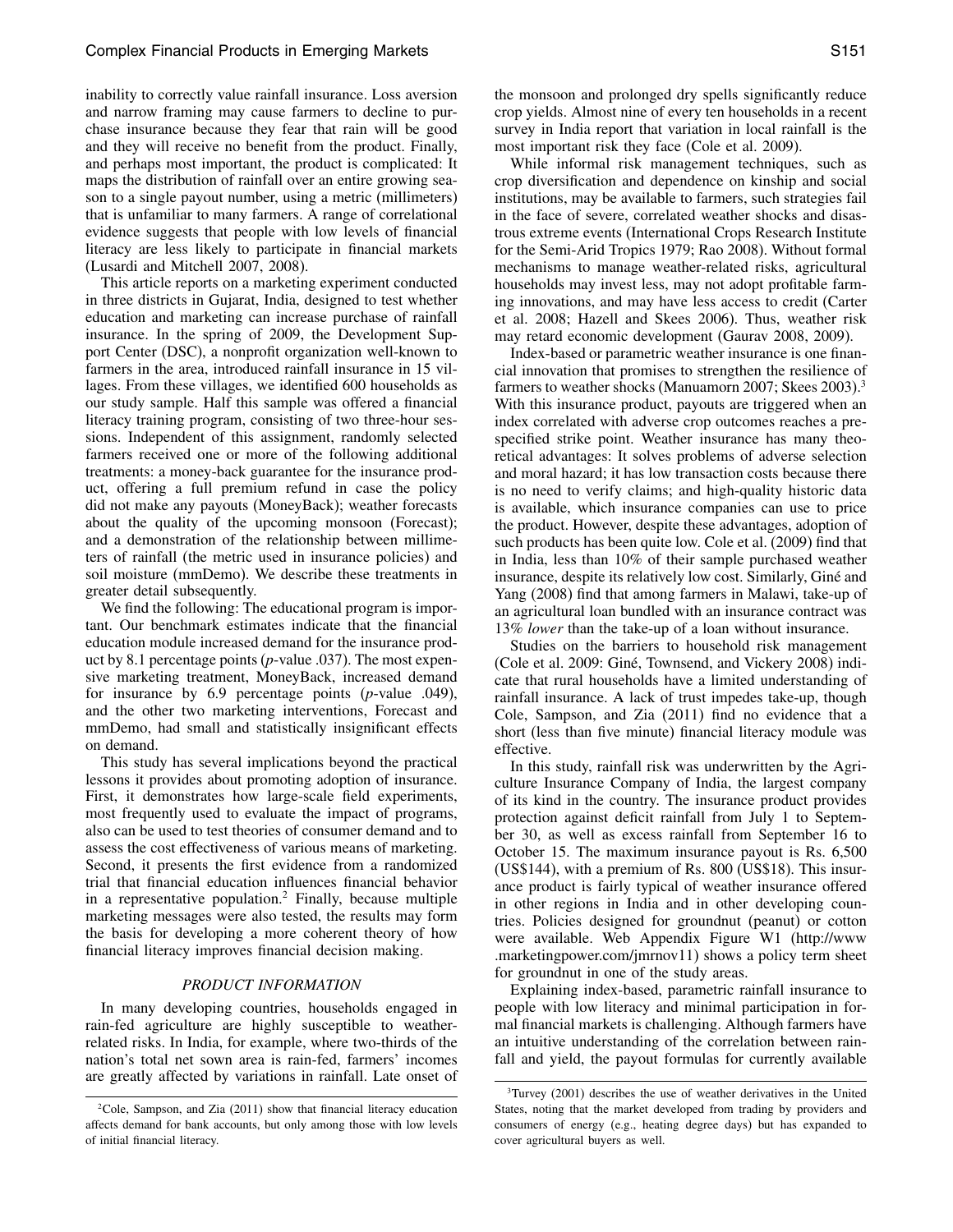inability to correctly value rainfall insurance. Loss aversion and narrow framing may cause farmers to decline to purchase insurance because they fear that rain will be good and they will receive no benefit from the product. Finally, and perhaps most important, the product is complicated: It maps the distribution of rainfall over an entire growing season to a single payout number, using a metric (millimeters) that is unfamiliar to many farmers. A range of correlational evidence suggests that people with low levels of financial literacy are less likely to participate in financial markets (Lusardi and Mitchell 2007, 2008).

This article reports on a marketing experiment conducted in three districts in Gujarat, India, designed to test whether education and marketing can increase purchase of rainfall insurance. In the spring of 2009, the Development Support Center (DSC), a nonprofit organization well-known to farmers in the area, introduced rainfall insurance in 15 villages. From these villages, we identified 600 households as our study sample. Half this sample was offered a financial literacy training program, consisting of two three-hour sessions. Independent of this assignment, randomly selected farmers received one or more of the following additional treatments: a money-back guarantee for the insurance product, offering a full premium refund in case the policy did not make any payouts (MoneyBack); weather forecasts about the quality of the upcoming monsoon (Forecast); and a demonstration of the relationship between millimeters of rainfall (the metric used in insurance policies) and soil moisture (mmDemo). We describe these treatments in greater detail subsequently.

We find the following: The educational program is important. Our benchmark estimates indicate that the financial education module increased demand for the insurance product by 8.1 percentage points (*p*-value .037). The most expensive marketing treatment, MoneyBack, increased demand for insurance by 6.9 percentage points (*p*-value .049), and the other two marketing interventions, Forecast and mmDemo, had small and statistically insignificant effects on demand.

This study has several implications beyond the practical lessons it provides about promoting adoption of insurance. First, it demonstrates how large-scale field experiments, most frequently used to evaluate the impact of programs, also can be used to test theories of consumer demand and to assess the cost effectiveness of various means of marketing. Second, it presents the first evidence from a randomized trial that financial education influences financial behavior in a representative population.[2] Finally, because multiple marketing messages were also tested, the results may form the basis for developing a more coherent theory of how financial literacy improves financial decision making.

## *PRODUCT INFORMATION*

In many developing countries, households engaged in rain-fed agriculture are highly susceptible to weather-related risks. In India, for example, where two-thirds of the nation's total net sown area is rain-fed, farmers' incomes are greatly affected by variations in rainfall. Late onset of the monsoon and prolonged dry spells significantly reduce crop yields. Almost nine of every ten households in a recent survey in India report that variation in local rainfall is the most important risk they face (Cole et al. 2009).

While informal risk management techniques, such as crop diversification and dependence on kinship and social institutions, may be available to farmers, such strategies fail in the face of severe, correlated weather shocks and disastrous extreme events (International Crops Research Institute for the Semi-Arid Tropics 1979; Rao 2008). Without formal mechanisms to manage weather-related risks, agricultural households may invest less, may not adopt profitable farming innovations, and may have less access to credit (Carter et al. 2008; Hazell and Skees 2006). Thus, weather risk may retard economic development (Gaurav 2008, 2009).

Index-based or parametric weather insurance is one financial innovation that promises to strengthen the resilience of farmers to weather shocks (Manuamorn 2007; Skees 2003).[3] With this insurance product, payouts are triggered when an index correlated with adverse crop outcomes reaches a prespecified strike point. Weather insurance has many theoretical advantages: It solves problems of adverse selection and moral hazard; it has low transaction costs because there is no need to verify claims; and high-quality historic data is available, which insurance companies can use to price the product. However, despite these advantages, adoption of such products has been quite low. Cole et al. (2009) find that in India, less than 10% of their sample purchased weather insurance, despite its relatively low cost. Similarly, Giné and Yang (2008) find that among farmers in Malawi, take-up of an agricultural loan bundled with an insurance contract was 13% *lower* than the take-up of a loan without insurance.

Studies on the barriers to household risk management (Cole et al. 2009: Giné, Townsend, and Vickery 2008) indicate that rural households have a limited understanding of rainfall insurance. A lack of trust impedes take-up, though Cole, Sampson, and Zia (2011) find no evidence that a short (less than five minute) financial literacy module was effective.

In this study, rainfall risk was underwritten by the Agriculture Insurance Company of India, the largest company of its kind in the country. The insurance product provides protection against deficit rainfall from July 1 to September 30, as well as excess rainfall from September 16 to October 15. The maximum insurance payout is Rs. 6,500 (US$144), with a premium of Rs. 800 (US$18). This insurance product is fairly typical of weather insurance offered in other regions in India and in other developing countries. Policies designed for groundnut (peanut) or cotton were available. Web Appendix Figure W1 (http://www.marketingpower.com/jmrnov11) shows a policy term sheet for groundnut in one of the study areas.

Explaining index-based, parametric rainfall insurance to people with low literacy and minimal participation in formal financial markets is challenging. Although farmers have an intuitive understanding of the correlation between rainfall and yield, the payout formulas for currently available

[2] Cole, Sampson, and Zia (2011) show that financial literacy education affects demand for bank accounts, but only among those with low levels of initial financial literacy.

[3] Turvey (2001) describes the use of weather derivatives in the United States, noting that the market developed from trading by providers and consumers of energy (e.g., heating degree days) but has expanded to cover agricultural buyers as well.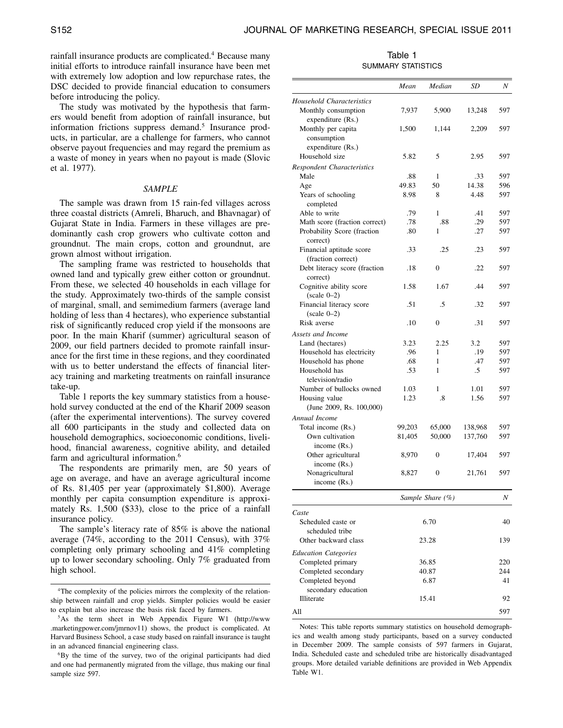rainfall insurance products are complicated.[4] Because many initial efforts to introduce rainfall insurance have been met with extremely low adoption and low repurchase rates, the DSC decided to provide financial education to consumers before introducing the policy.

The study was motivated by the hypothesis that farmers would benefit from adoption of rainfall insurance, but information frictions suppress demand.[5] Insurance products, in particular, are a challenge for farmers, who cannot observe payout frequencies and may regard the premium as a waste of money in years when no payout is made (Slovic et al. 1977).

## SAMPLE

The sample was drawn from 15 rain-fed villages across three coastal districts (Amreli, Bharuch, and Bhavnagar) of Gujarat State in India. Farmers in these villages are predominantly cash crop growers who cultivate cotton and groundnut. The main crops, cotton and groundnut, are grown almost without irrigation.

The sampling frame was restricted to households that owned land and typically grew either cotton or groundnut. From these, we selected 40 households in each village for the study. Approximately two-thirds of the sample consist of marginal, small, and semimedium farmers (average land holding of less than 4 hectares), who experience substantial risk of significantly reduced crop yield if the monsoons are poor. In the main Kharif (summer) agricultural season of 2009, our field partners decided to promote rainfall insurance for the first time in these regions, and they coordinated with us to better understand the effects of financial literacy training and marketing treatments on rainfall insurance take-up.

Table 1 reports the key summary statistics from a household survey conducted at the end of the Kharif 2009 season (after the experimental interventions). The survey covered all 600 participants in the study and collected data on household demographics, socioeconomic conditions, livelihood, financial awareness, cognitive ability, and detailed farm and agricultural information.[6]

The respondents are primarily men, are 50 years of age on average, and have an average agricultural income of Rs. 81,405 per year (approximately $1,800). Average monthly per capita consumption expenditure is approximately Rs. 1,500 ($33), close to the price of a rainfall insurance policy.

The sample's literacy rate of 85% is above the national average (74%, according to the 2011 Census), with 37% completing only primary schooling and 41% completing up to lower secondary schooling. Only 7% graduated from high school.

Table 1

SUMMARY STATISTICS

| | *Mean* | *Median* | *SD* | *N* |
|---|---|---|---|---|
| *Household Characteristics* | | | | |
| Monthly consumption expenditure (Rs.) | 7,937 | 5,900 | 13,248 | 597 |
| Monthly per capita consumption expenditure (Rs.) | 1,500 | 1,144 | 2,209 | 597 |
| Household size | 5.82 | 5 | 2.95 | 597 |
| *Respondent Characteristics* | | | | |
| Male | .88 | 1 | .33 | 597 |
| Age | 49.83 | 50 | 14.38 | 596 |
| Years of schooling completed | 8.98 | 8 | 4.48 | 597 |
| Able to write | .79 | 1 | .41 | 597 |
| Math score (fraction correct) | .78 | .88 | .29 | 597 |
| Probability Score (fraction correct) | .80 | 1 | .27 | 597 |
| Financial aptitude score (fraction correct) | .33 | .25 | .23 | 597 |
| Debt literacy score (fraction correct) | .18 | 0 | .22 | 597 |
| Cognitive ability score (scale 0–2) | 1.58 | 1.67 | .44 | 597 |
| Financial literacy score (scale 0–2) | .51 | .5 | .32 | 597 |
| Risk averse | .10 | 0 | .31 | 597 |
| *Assets and Income* | | | | |
| Land (hectares) | 3.23 | 2.25 | 3.2 | 597 |
| Household has electricity | .96 | 1 | .19 | 597 |
| Household has phone | .68 | 1 | .47 | 597 |
| Household has television/radio | .53 | 1 | .5 | 597 |
| Number of bullocks owned | 1.03 | 1 | 1.01 | 597 |
| Housing value (June 2009, Rs. 100,000) | 1.23 | .8 | 1.56 | 597 |
| *Annual Income* | | | | |
| Total income (Rs.) | 99,203 | 65,000 | 138,968 | 597 |
| Own cultivation income (Rs.) | 81,405 | 50,000 | 137,760 | 597 |
| Other agricultural income (Rs.) | 8,970 | 0 | 17,404 | 597 |
| Nonagricultural income (Rs.) | 8,827 | 0 | 21,761 | 597 |
| | | *Sample Share (%)* | | *N* |
| *Caste* | | | | |
| Scheduled caste or scheduled tribe | | 6.70 | | 40 |
| Other backward class | | 23.28 | | 139 |
| *Education Categories* | | | | |
| Completed primary | | 36.85 | | 220 |
| Completed secondary | | 40.87 | | 244 |
| Completed beyond secondary education | | 6.87 | | 41 |
| Illiterate | | 15.41 | | 92 |
| All | | | | 597 |

Notes: This table reports summary statistics on household demographics and wealth among study participants, based on a survey conducted in December 2009. The sample consists of 597 farmers in Gujarat, India. Scheduled caste and scheduled tribe are historically disadvantaged groups. More detailed variable definitions are provided in Web Appendix Table W1.

---

[4]The complexity of the policies mirrors the complexity of the relationship between rainfall and crop yields. Simpler policies would be easier to explain but also increase the basis risk faced by farmers.

[5]As the term sheet in Web Appendix Figure W1 (http://www.marketingpower.com/jmrnov11) shows, the product is complicated. At Harvard Business School, a case study based on rainfall insurance is taught in an advanced financial engineering class.

[6]By the time of the survey, two of the original participants had died and one had permanently migrated from the village, thus making our final sample size 597.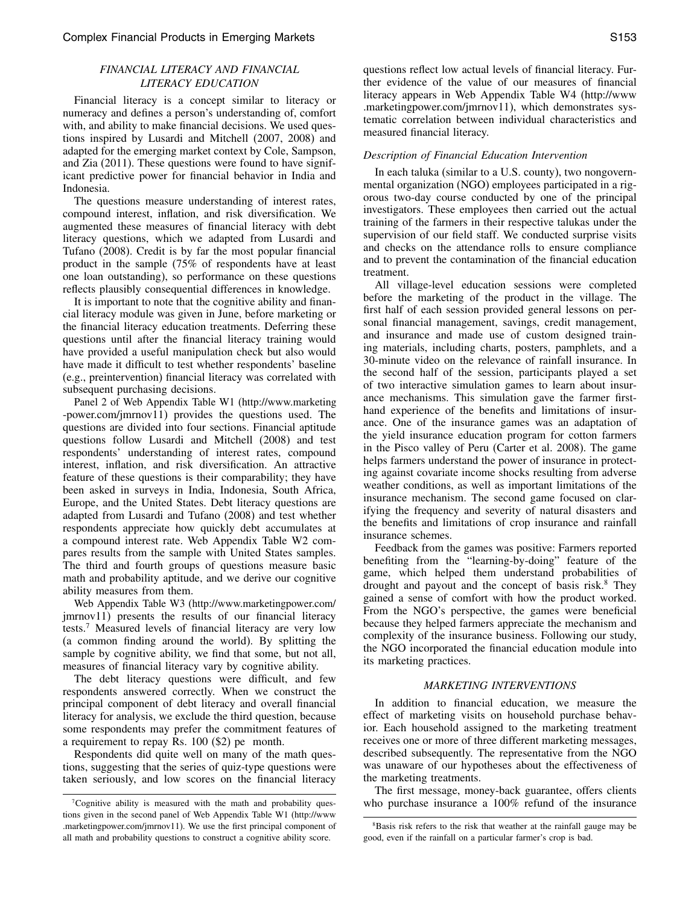## FINANCIAL LITERACY AND FINANCIAL LITERACY EDUCATION

Financial literacy is a concept similar to literacy or numeracy and defines a person's understanding of, comfort with, and ability to make financial decisions. We used questions inspired by Lusardi and Mitchell (2007, 2008) and adapted for the emerging market context by Cole, Sampson, and Zia (2011). These questions were found to have significant predictive power for financial behavior in India and Indonesia.

The questions measure understanding of interest rates, compound interest, inflation, and risk diversification. We augmented these measures of financial literacy with debt literacy questions, which we adapted from Lusardi and Tufano (2008). Credit is by far the most popular financial product in the sample (75% of respondents have at least one loan outstanding), so performance on these questions reflects plausibly consequential differences in knowledge.

It is important to note that the cognitive ability and financial literacy module was given in June, before marketing or the financial literacy education treatments. Deferring these questions until after the financial literacy training would have provided a useful manipulation check but also would have made it difficult to test whether respondents' baseline (e.g., preintervention) financial literacy was correlated with subsequent purchasing decisions.

Panel 2 of Web Appendix Table W1 (http://www.marketing-power.com/jmrnov11) provides the questions used. The questions are divided into four sections. Financial aptitude questions follow Lusardi and Mitchell (2008) and test respondents' understanding of interest rates, compound interest, inflation, and risk diversification. An attractive feature of these questions is their comparability; they have been asked in surveys in India, Indonesia, South Africa, Europe, and the United States. Debt literacy questions are adapted from Lusardi and Tufano (2008) and test whether respondents appreciate how quickly debt accumulates at a compound interest rate. Web Appendix Table W2 compares results from the sample with United States samples. The third and fourth groups of questions measure basic math and probability aptitude, and we derive our cognitive ability measures from them.

Web Appendix Table W3 (http://www.marketingpower.com/jmrnov11) presents the results of our financial literacy tests.[7] Measured levels of financial literacy are very low (a common finding around the world). By splitting the sample by cognitive ability, we find that some, but not all, measures of financial literacy vary by cognitive ability.

The debt literacy questions were difficult, and few respondents answered correctly. When we construct the principal component of debt literacy and overall financial literacy for analysis, we exclude the third question, because some respondents may prefer the commitment features of a requirement to repay Rs. 100 ($2) pe month.

Respondents did quite well on many of the math questions, suggesting that the series of quiz-type questions were taken seriously, and low scores on the financial literacy questions reflect low actual levels of financial literacy. Further evidence of the value of our measures of financial literacy appears in Web Appendix Table W4 (http://www.marketingpower.com/jmrnov11), which demonstrates systematic correlation between individual characteristics and measured financial literacy.

### *Description of Financial Education Intervention*

In each taluka (similar to a U.S. county), two nongovernmental organization (NGO) employees participated in a rigorous two-day course conducted by one of the principal investigators. These employees then carried out the actual training of the farmers in their respective talukas under the supervision of our field staff. We conducted surprise visits and checks on the attendance rolls to ensure compliance and to prevent the contamination of the financial education treatment.

All village-level education sessions were completed before the marketing of the product in the village. The first half of each session provided general lessons on personal financial management, savings, credit management, and insurance and made use of custom designed training materials, including charts, posters, pamphlets, and a 30-minute video on the relevance of rainfall insurance. In the second half of the session, participants played a set of two interactive simulation games to learn about insurance mechanisms. This simulation gave the farmer first-hand experience of the benefits and limitations of insurance. One of the insurance games was an adaptation of the yield insurance education program for cotton farmers in the Pisco valley of Peru (Carter et al. 2008). The game helps farmers understand the power of insurance in protecting against covariate income shocks resulting from adverse weather conditions, as well as important limitations of the insurance mechanism. The second game focused on clarifying the frequency and severity of natural disasters and the benefits and limitations of crop insurance and rainfall insurance schemes.

Feedback from the games was positive: Farmers reported benefiting from the "learning-by-doing" feature of the game, which helped them understand probabilities of drought and payout and the concept of basis risk.[8] They gained a sense of comfort with how the product worked. From the NGO's perspective, the games were beneficial because they helped farmers appreciate the mechanism and complexity of the insurance business. Following our study, the NGO incorporated the financial education module into its marketing practices.

## MARKETING INTERVENTIONS

In addition to financial education, we measure the effect of marketing visits on household purchase behavior. Each household assigned to the marketing treatment receives one or more of three different marketing messages, described subsequently. The representative from the NGO was unaware of our hypotheses about the effectiveness of the marketing treatments.

The first message, money-back guarantee, offers clients who purchase insurance a 100% refund of the insurance

[7]Cognitive ability is measured with the math and probability questions given in the second panel of Web Appendix Table W1 (http://www.marketingpower.com/jmrnov11). We use the first principal component of all math and probability questions to construct a cognitive ability score.

[8]Basis risk refers to the risk that weather at the rainfall gauge may be good, even if the rainfall on a particular farmer's crop is bad.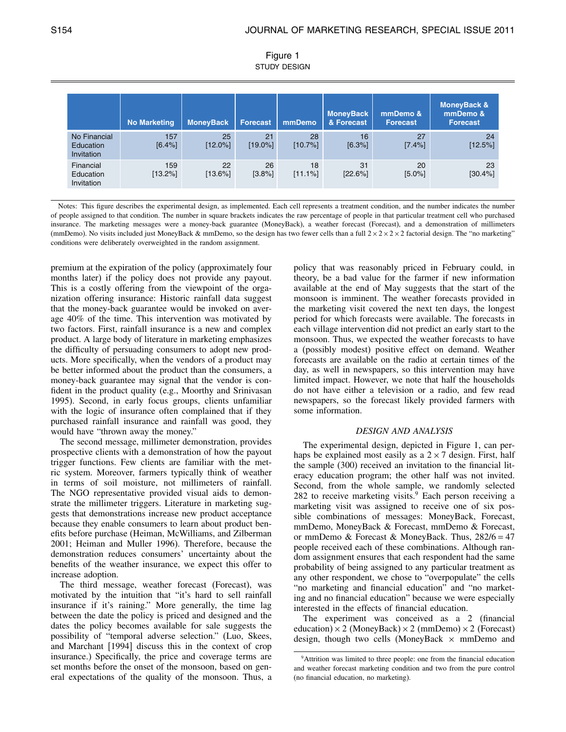Figure 1
STUDY DESIGN

| | No Marketing | MoneyBack | Forecast | mmDemo | MoneyBack & Forecast | mmDemo & Forecast | MoneyBack & mmDemo & Forecast |
|---|---|---|---|---|---|---|---|
| No Financial Education Invitation | 157 [6.4%] | 25 [12.0%] | 21 [19.0%] | 28 [10.7%] | 16 [6.3%] | 27 [7.4%] | 24 [12.5%] |
| Financial Education Invitation | 159 [13.2%] | 22 [13.6%] | 26 [3.8%] | 18 [11.1%] | 31 [22.6%] | 20 [5.0%] | 23 [30.4%] |

Notes: This figure describes the experimental design, as implemented. Each cell represents a treatment condition, and the number indicates the number of people assigned to that condition. The number in square brackets indicates the raw percentage of people in that particular treatment cell who purchased insurance. The marketing messages were a money-back guarantee (MoneyBack), a weather forecast (Forecast), and a demonstration of millimeters (mmDemo). No visits included just MoneyBack & mmDemo, so the design has two fewer cells than a full $2 \times 2 \times 2 \times 2$ factorial design. The "no marketing" conditions were deliberately overweighted in the random assignment.

premium at the expiration of the policy (approximately four months later) if the policy does not provide any payout. This is a costly offering from the viewpoint of the organization offering insurance: Historic rainfall data suggest that the money-back guarantee would be invoked on average 40% of the time. This intervention was motivated by two factors. First, rainfall insurance is a new and complex product. A large body of literature in marketing emphasizes the difficulty of persuading consumers to adopt new products. More specifically, when the vendors of a product may be better informed about the product than the consumers, a money-back guarantee may signal that the vendor is confident in the product quality (e.g., Moorthy and Srinivasan 1995). Second, in early focus groups, clients unfamiliar with the logic of insurance often complained that if they purchased rainfall insurance and rainfall was good, they would have "thrown away the money."

The second message, millimeter demonstration, provides prospective clients with a demonstration of how the payout trigger functions. Few clients are familiar with the metric system. Moreover, farmers typically think of weather in terms of soil moisture, not millimeters of rainfall. The NGO representative provided visual aids to demonstrate the millimeter triggers. Literature in marketing suggests that demonstrations increase new product acceptance because they enable consumers to learn about product benefits before purchase (Heiman, McWilliams, and Zilberman 2001; Heiman and Muller 1996). Therefore, because the demonstration reduces consumers' uncertainty about the benefits of the weather insurance, we expect this offer to increase adoption.

The third message, weather forecast (Forecast), was motivated by the intuition that "it's hard to sell rainfall insurance if it's raining." More generally, the time lag between the date the policy is priced and designed and the dates the policy becomes available for sale suggests the possibility of "temporal adverse selection." (Luo, Skees, and Marchant [1994] discuss this in the context of crop insurance.) Specifically, the price and coverage terms are set months before the onset of the monsoon, based on general expectations of the quality of the monsoon. Thus, a policy that was reasonably priced in February could, in theory, be a bad value for the farmer if new information available at the end of May suggests that the start of the monsoon is imminent. The weather forecasts provided in the marketing visit covered the next ten days, the longest period for which forecasts were available. The forecasts in each village intervention did not predict an early start to the monsoon. Thus, we expected the weather forecasts to have a (possibly modest) positive effect on demand. Weather forecasts are available on the radio at certain times of the day, as well in newspapers, so this intervention may have limited impact. However, we note that half the households do not have either a television or a radio, and few read newspapers, so the forecast likely provided farmers with some information.

## *DESIGN AND ANALYSIS*

The experimental design, depicted in Figure 1, can perhaps be explained most easily as a $2 \times 7$ design. First, half the sample (300) received an invitation to the financial literacy education program; the other half was not invited. Second, from the whole sample, we randomly selected 282 to receive marketing visits.[9] Each person receiving a marketing visit was assigned to receive one of six possible combinations of messages: MoneyBack, Forecast, mmDemo, MoneyBack & Forecast, mmDemo & Forecast, or mmDemo & Forecast & MoneyBack. Thus, $282/6 = 47$ people received each of these combinations. Although random assignment ensures that each respondent had the same probability of being assigned to any particular treatment as any other respondent, we chose to "overpopulate" the cells "no marketing and financial education" and "no marketing and no financial education" because we were especially interested in the effects of financial education.

The experiment was conceived as a 2 (financial education) $\times$ 2 (MoneyBack) $\times$ 2 (mmDemo) $\times$ 2 (Forecast) design, though two cells (MoneyBack $\times$ mmDemo and

[9]Attrition was limited to three people: one from the financial education and weather forecast marketing condition and two from the pure control (no financial education, no marketing).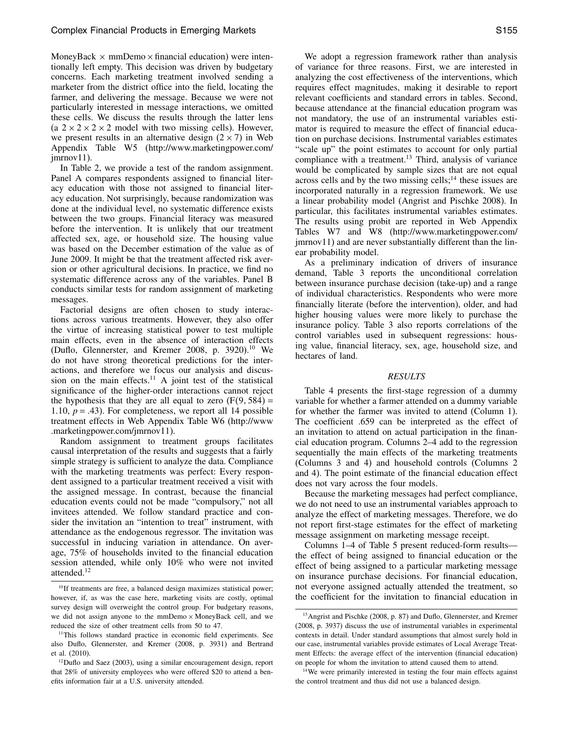MoneyBack × mmDemo × financial education) were intentionally left empty. This decision was driven by budgetary concerns. Each marketing treatment involved sending a marketer from the district office into the field, locating the farmer, and delivering the message. Because we were not particularly interested in message interactions, we omitted these cells. We discuss the results through the latter lens (a 2 × 2 × 2 × 2 model with two missing cells). However, we present results in an alternative design (2 × 7) in Web Appendix Table W5 (http://www.marketingpower.com/jmrnov11).

In Table 2, we provide a test of the random assignment. Panel A compares respondents assigned to financial literacy education with those not assigned to financial literacy education. Not surprisingly, because randomization was done at the individual level, no systematic difference exists between the two groups. Financial literacy was measured before the intervention. It is unlikely that our treatment affected sex, age, or household size. The housing value was based on the December estimation of the value as of June 2009. It might be that the treatment affected risk aversion or other agricultural decisions. In practice, we find no systematic difference across any of the variables. Panel B conducts similar tests for random assignment of marketing messages.

Factorial designs are often chosen to study interactions across various treatments. However, they also offer the virtue of increasing statistical power to test multiple main effects, even in the absence of interaction effects (Duflo, Glennerster, and Kremer 2008, p. 3920).[10] We do not have strong theoretical predictions for the interactions, and therefore we focus our analysis and discussion on the main effects.[11] A joint test of the statistical significance of the higher-order interactions cannot reject the hypothesis that they are all equal to zero ($F(9, 584) = 1.10$, $p = .43$). For completeness, we report all 14 possible treatment effects in Web Appendix Table W6 (http://www.marketingpower.com/jmrnov11).

Random assignment to treatment groups facilitates causal interpretation of the results and suggests that a fairly simple strategy is sufficient to analyze the data. Compliance with the marketing treatments was perfect: Every respondent assigned to a particular treatment received a visit with the assigned message. In contrast, because the financial education events could not be made "compulsory," not all invitees attended. We follow standard practice and consider the invitation an "intention to treat" instrument, with attendance as the endogenous regressor. The invitation was successful in inducing variation in attendance. On average, 75% of households invited to the financial education session attended, while only 10% who were not invited attended.[12]

We adopt a regression framework rather than analysis of variance for three reasons. First, we are interested in analyzing the cost effectiveness of the interventions, which requires effect magnitudes, making it desirable to report relevant coefficients and standard errors in tables. Second, because attendance at the financial education program was not mandatory, the use of an instrumental variables estimator is required to measure the effect of financial education on purchase decisions. Instrumental variables estimates "scale up" the point estimates to account for only partial compliance with a treatment.[13] Third, analysis of variance would be complicated by sample sizes that are not equal across cells and by the two missing cells;[14] these issues are incorporated naturally in a regression framework. We use a linear probability model (Angrist and Pischke 2008). In particular, this facilitates instrumental variables estimates. The results using probit are reported in Web Appendix Tables W7 and W8 (http://www.marketingpower.com/jmrnov11) and are never substantially different than the linear probability model.

As a preliminary indication of drivers of insurance demand, Table 3 reports the unconditional correlation between insurance purchase decision (take-up) and a range of individual characteristics. Respondents who were more financially literate (before the intervention), older, and had higher housing values were more likely to purchase the insurance policy. Table 3 also reports correlations of the control variables used in subsequent regressions: housing value, financial literacy, sex, age, household size, and hectares of land.

## RESULTS

Table 4 presents the first-stage regression of a dummy variable for whether a farmer attended on a dummy variable for whether the farmer was invited to attend (Column 1). The coefficient .659 can be interpreted as the effect of an invitation to attend on actual participation in the financial education program. Columns 2–4 add to the regression sequentially the main effects of the marketing treatments (Columns 3 and 4) and household controls (Columns 2 and 4). The point estimate of the financial education effect does not vary across the four models.

Because the marketing messages had perfect compliance, we do not need to use an instrumental variables approach to analyze the effect of marketing messages. Therefore, we do not report first-stage estimates for the effect of marketing message assignment on marketing message receipt.

Columns 1–4 of Table 5 present reduced-form results—the effect of being assigned to financial education or the effect of being assigned to a particular marketing message on insurance purchase decisions. For financial education, not everyone assigned actually attended the treatment, so the coefficient for the invitation to financial education in

---

[10] If treatments are free, a balanced design maximizes statistical power; however, if, as was the case here, marketing visits are costly, optimal survey design will overweight the control group. For budgetary reasons, we did not assign anyone to the mmDemo × MoneyBack cell, and we reduced the size of other treatment cells from 50 to 47.

[11] This follows standard practice in economic field experiments. See also Duflo, Glennerster, and Kremer (2008, p. 3931) and Bertrand et al. (2010).

[12] Duflo and Saez (2003), using a similar encouragement design, report that 28% of university employees who were offered \$20 to attend a benefits information fair at a U.S. university attended.

[13] Angrist and Pischke (2008, p. 87) and Duflo, Glennerster, and Kremer (2008, p. 3937) discuss the use of instrumental variables in experimental contexts in detail. Under standard assumptions that almost surely hold in our case, instrumental variables provide estimates of Local Average Treatment Effects: the average effect of the intervention (financial education) on people for whom the invitation to attend caused them to attend.

[14] We were primarily interested in testing the four main effects against the control treatment and thus did not use a balanced design.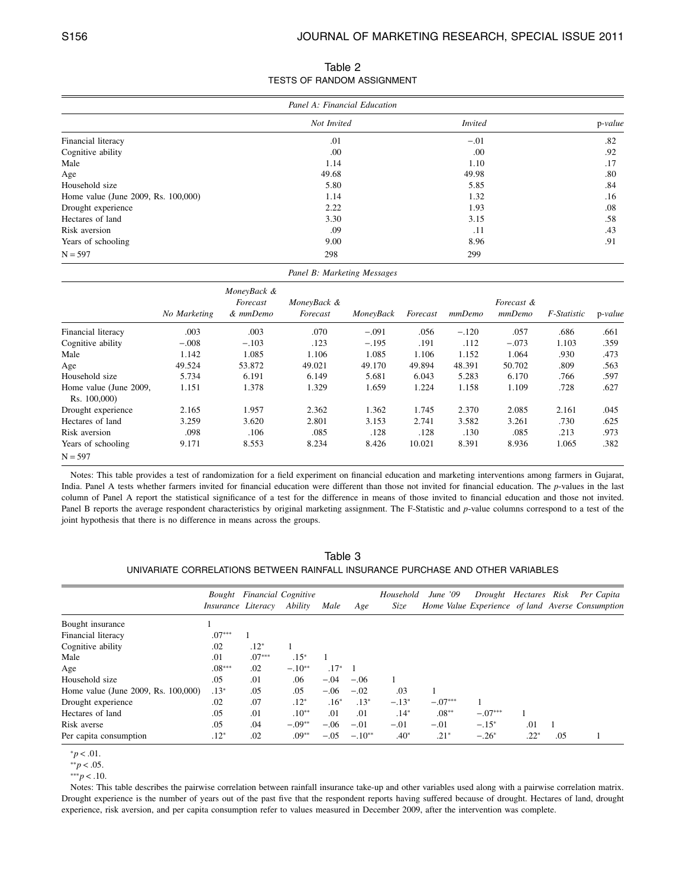Table 2

TESTS OF RANDOM ASSIGNMENT

| *Panel A: Financial Education* | | | |
|---|---|---|---|
| | *Not Invited* | *Invited* | p-*value* |
| Financial literacy | .01 | −.01 | .82 |
| Cognitive ability | .00 | .00 | .92 |
| Male | 1.14 | 1.10 | .17 |
| Age | 49.68 | 49.98 | .80 |
| Household size | 5.80 | 5.85 | .84 |
| Home value (June 2009, Rs. 100,000) | 1.14 | 1.32 | .16 |
| Drought experience | 2.22 | 1.93 | .08 |
| Hectares of land | 3.30 | 3.15 | .58 |
| Risk aversion | .09 | .11 | .43 |
| Years of schooling | 9.00 | 8.96 | .91 |
| N = 597 | 298 | 299 | |

| *Panel B: Marketing Messages* | | | | | | | | | |
|---|---|---|---|---|---|---|---|---|---|
| | *No Marketing* | *MoneyBack & Forecast & mmDemo* | *MoneyBack & Forecast* | *MoneyBack* | *Forecast* | *mmDemo* | *Forecast & mmDemo* | *F-Statistic* | p-*value* |
| Financial literacy | .003 | .003 | .070 | −.091 | .056 | −.120 | .057 | .686 | .661 |
| Cognitive ability | −.008 | −.103 | .123 | −.195 | .191 | .112 | −.073 | 1.103 | .359 |
| Male | 1.142 | 1.085 | 1.106 | 1.085 | 1.106 | 1.152 | 1.064 | .930 | .473 |
| Age | 49.524 | 53.872 | 49.021 | 49.170 | 49.894 | 48.391 | 50.702 | .809 | .563 |
| Household size | 5.734 | 6.191 | 6.149 | 5.681 | 6.043 | 5.283 | 6.170 | .766 | .597 |
| Home value (June 2009, Rs. 100,000) | 1.151 | 1.378 | 1.329 | 1.659 | 1.224 | 1.158 | 1.109 | .728 | .627 |
| Drought experience | 2.165 | 1.957 | 2.362 | 1.362 | 1.745 | 2.370 | 2.085 | 2.161 | .045 |
| Hectares of land | 3.259 | 3.620 | 2.801 | 3.153 | 2.741 | 3.582 | 3.261 | .730 | .625 |
| Risk aversion | .098 | .106 | .085 | .128 | .128 | .130 | .085 | .213 | .973 |
| Years of schooling | 9.171 | 8.553 | 8.234 | 8.426 | 10.021 | 8.391 | 8.936 | 1.065 | .382 |
| N = 597 | | | | | | | | | |

Notes: This table provides a test of randomization for a field experiment on financial education and marketing interventions among farmers in Gujarat, India. Panel A tests whether farmers invited for financial education were different than those not invited for financial education. The *p*-values in the last column of Panel A report the statistical significance of a test for the difference in means of those invited to financial education and those not invited. Panel B reports the average respondent characteristics by original marketing assignment. The F-Statistic and *p*-value columns correspond to a test of the joint hypothesis that there is no difference in means across the groups.

Table 3

UNIVARIATE CORRELATIONS BETWEEN RAINFALL INSURANCE PURCHASE AND OTHER VARIABLES

| | *Bought Insurance* | *Financial Literacy* | *Cognitive Ability* | *Male* | *Age* | *Household Size* | *June '09 Home Value* | *Drought Experience* | *Hectares of land* | *Risk Averse* | *Per Capita Consumption* |
|---|---|---|---|---|---|---|---|---|---|---|---|
| Bought insurance | 1 | | | | | | | | | | |
| Financial literacy | .07*** | 1 | | | | | | | | | |
| Cognitive ability | .02 | .12* | 1 | | | | | | | | |
| Male | .01 | .07*** | .15* | 1 | | | | | | | |
| Age | .08*** | .02 | −.10** | .17* | 1 | | | | | | |
| Household size | .05 | .01 | .06 | −.04 | −.06 | 1 | | | | | |
| Home value (June 2009, Rs. 100,000) | .13* | .05 | .05 | −.06 | −.02 | .03 | 1 | | | | |
| Drought experience | .02 | .07 | .12* | .16* | .13* | −.13* | −.07*** | 1 | | | |
| Hectares of land | .05 | .01 | .10** | .01 | .01 | .14* | .08** | −.07*** | 1 | | |
| Risk averse | .05 | .04 | −.09** | −.06 | −.01 | −.01 | −.01 | −.15* | .01 | 1 | |
| Per capita consumption | .12* | .02 | .09** | −.05 | −.10** | .40* | .21* | −.26* | .22* | .05 | 1 |

*$p < .01$.

**$p < .05$.

***$p < .10$.

Notes: This table describes the pairwise correlation between rainfall insurance take-up and other variables used along with a pairwise correlation matrix. Drought experience is the number of years out of the past five that the respondent reports having suffered because of drought. Hectares of land, drought experience, risk aversion, and per capita consumption refer to values measured in December 2009, after the intervention was complete.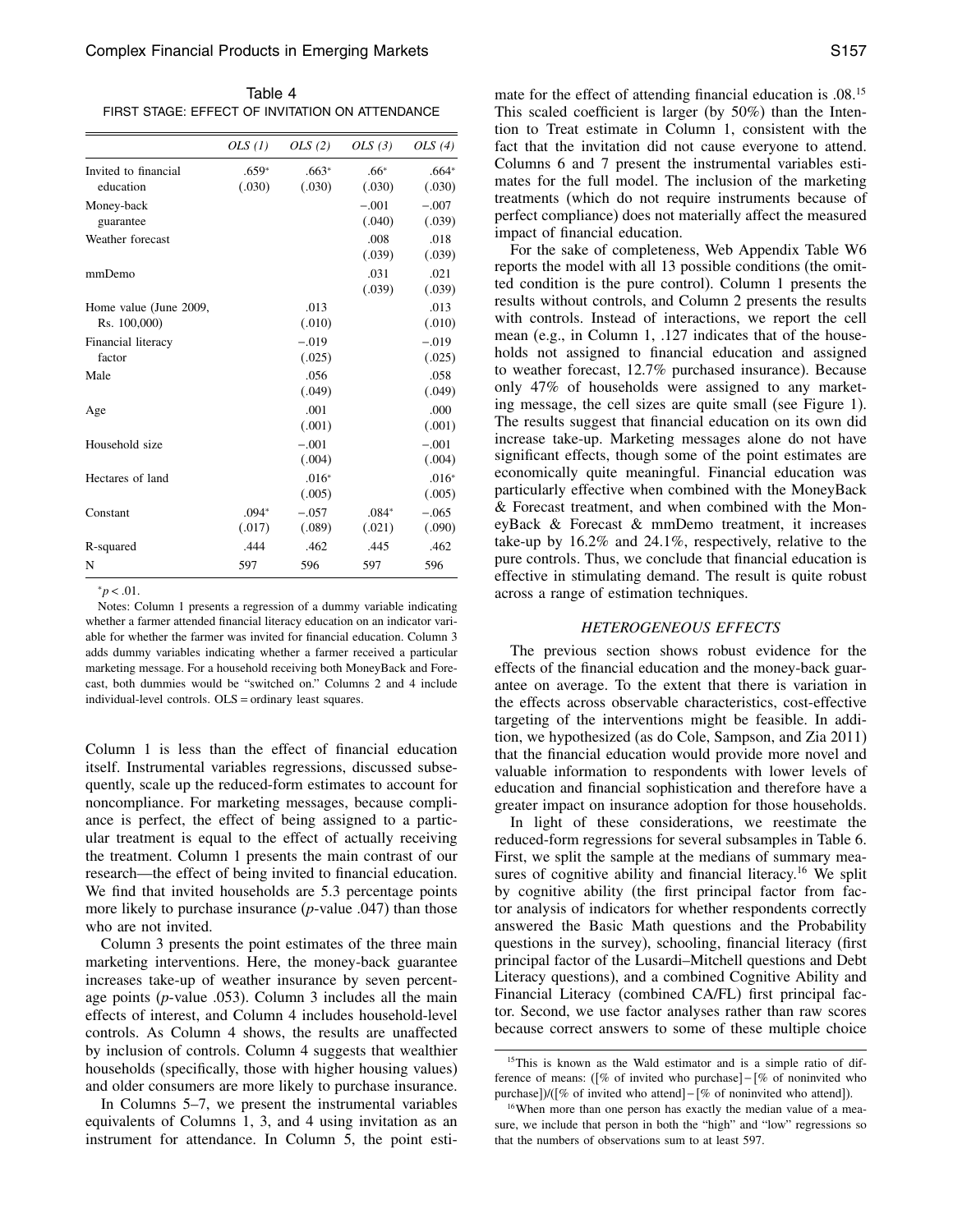Table 4

FIRST STAGE: EFFECT OF INVITATION ON ATTENDANCE

| | OLS (1) | OLS (2) | OLS (3) | OLS (4) |
|---|---|---|---|---|
| Invited to financial education | .659* (.030) | .663* (.030) | .66* (.030) | .664* (.030) |
| Money-back guarantee | | | −.001 (.040) | −.007 (.039) |
| Weather forecast | | | .008 (.039) | .018 (.039) |
| mmDemo | | | .031 (.039) | .021 (.039) |
| Home value (June 2009, Rs. 100,000) | | .013 (.010) | | .013 (.010) |
| Financial literacy factor | | −.019 (.025) | | −.019 (.025) |
| Male | | .056 (.049) | | .058 (.049) |
| Age | | .001 (.001) | | .000 (.001) |
| Household size | | −.001 (.004) | | −.001 (.004) |
| Hectares of land | | .016* (.005) | | .016* (.005) |
| Constant | .094* (.017) | −.057 (.089) | .084* (.021) | −.065 (.090) |
| R-squared | .444 | .462 | .445 | .462 |
| N | 597 | 596 | 597 | 596 |

*$p < .01$.

Notes: Column 1 presents a regression of a dummy variable indicating whether a farmer attended financial literacy education on an indicator variable for whether the farmer was invited for financial education. Column 3 adds dummy variables indicating whether a farmer received a particular marketing message. For a household receiving both MoneyBack and Forecast, both dummies would be "switched on." Columns 2 and 4 include individual-level controls. OLS = ordinary least squares.

Column 1 is less than the effect of financial education itself. Instrumental variables regressions, discussed subsequently, scale up the reduced-form estimates to account for noncompliance. For marketing messages, because compliance is perfect, the effect of being assigned to a particular treatment is equal to the effect of actually receiving the treatment. Column 1 presents the main contrast of our research—the effect of being invited to financial education. We find that invited households are 5.3 percentage points more likely to purchase insurance (*p*-value .047) than those who are not invited.

Column 3 presents the point estimates of the three main marketing interventions. Here, the money-back guarantee increases take-up of weather insurance by seven percentage points (*p*-value .053). Column 3 includes all the main effects of interest, and Column 4 includes household-level controls. As Column 4 shows, the results are unaffected by inclusion of controls. Column 4 suggests that wealthier households (specifically, those with higher housing values) and older consumers are more likely to purchase insurance.

In Columns 5–7, we present the instrumental variables equivalents of Columns 1, 3, and 4 using invitation as an instrument for attendance. In Column 5, the point estimate for the effect of attending financial education is .08.[15] This scaled coefficient is larger (by 50%) than the Intention to Treat estimate in Column 1, consistent with the fact that the invitation did not cause everyone to attend. Columns 6 and 7 present the instrumental variables estimates for the full model. The inclusion of the marketing treatments (which do not require instruments because of perfect compliance) does not materially affect the measured impact of financial education.

For the sake of completeness, Web Appendix Table W6 reports the model with all 13 possible conditions (the omitted condition is the pure control). Column 1 presents the results without controls, and Column 2 presents the results with controls. Instead of interactions, we report the cell mean (e.g., in Column 1, .127 indicates that of the households not assigned to financial education and assigned to weather forecast, 12.7% purchased insurance). Because only 47% of households were assigned to any marketing message, the cell sizes are quite small (see Figure 1). The results suggest that financial education on its own did increase take-up. Marketing messages alone do not have significant effects, though some of the point estimates are economically quite meaningful. Financial education was particularly effective when combined with the MoneyBack & Forecast treatment, and when combined with the MoneyBack & Forecast & mmDemo treatment, it increases take-up by 16.2% and 24.1%, respectively, relative to the pure controls. Thus, we conclude that financial education is effective in stimulating demand. The result is quite robust across a range of estimation techniques.

### *HETEROGENEOUS EFFECTS*

The previous section shows robust evidence for the effects of the financial education and the money-back guarantee on average. To the extent that there is variation in the effects across observable characteristics, cost-effective targeting of the interventions might be feasible. In addition, we hypothesized (as do Cole, Sampson, and Zia 2011) that the financial education would provide more novel and valuable information to respondents with lower levels of education and financial sophistication and therefore have a greater impact on insurance adoption for those households.

In light of these considerations, we reestimate the reduced-form regressions for several subsamples in Table 6. First, we split the sample at the medians of summary measures of cognitive ability and financial literacy.[16] We split by cognitive ability (the first principal factor from factor analysis of indicators for whether respondents correctly answered the Basic Math questions and the Probability questions in the survey), schooling, financial literacy (first principal factor of the Lusardi–Mitchell questions and Debt Literacy questions), and a combined Cognitive Ability and Financial Literacy (combined CA/FL) first principal factor. Second, we use factor analyses rather than raw scores because correct answers to some of these multiple choice

[15]This is known as the Wald estimator and is a simple ratio of difference of means: ([% of invited who purchase] − [% of noninvited who purchase])/([% of invited who attend] − [% of noninvited who attend]).

[16]When more than one person has exactly the median value of a measure, we include that person in both the "high" and "low" regressions so that the numbers of observations sum to at least 597.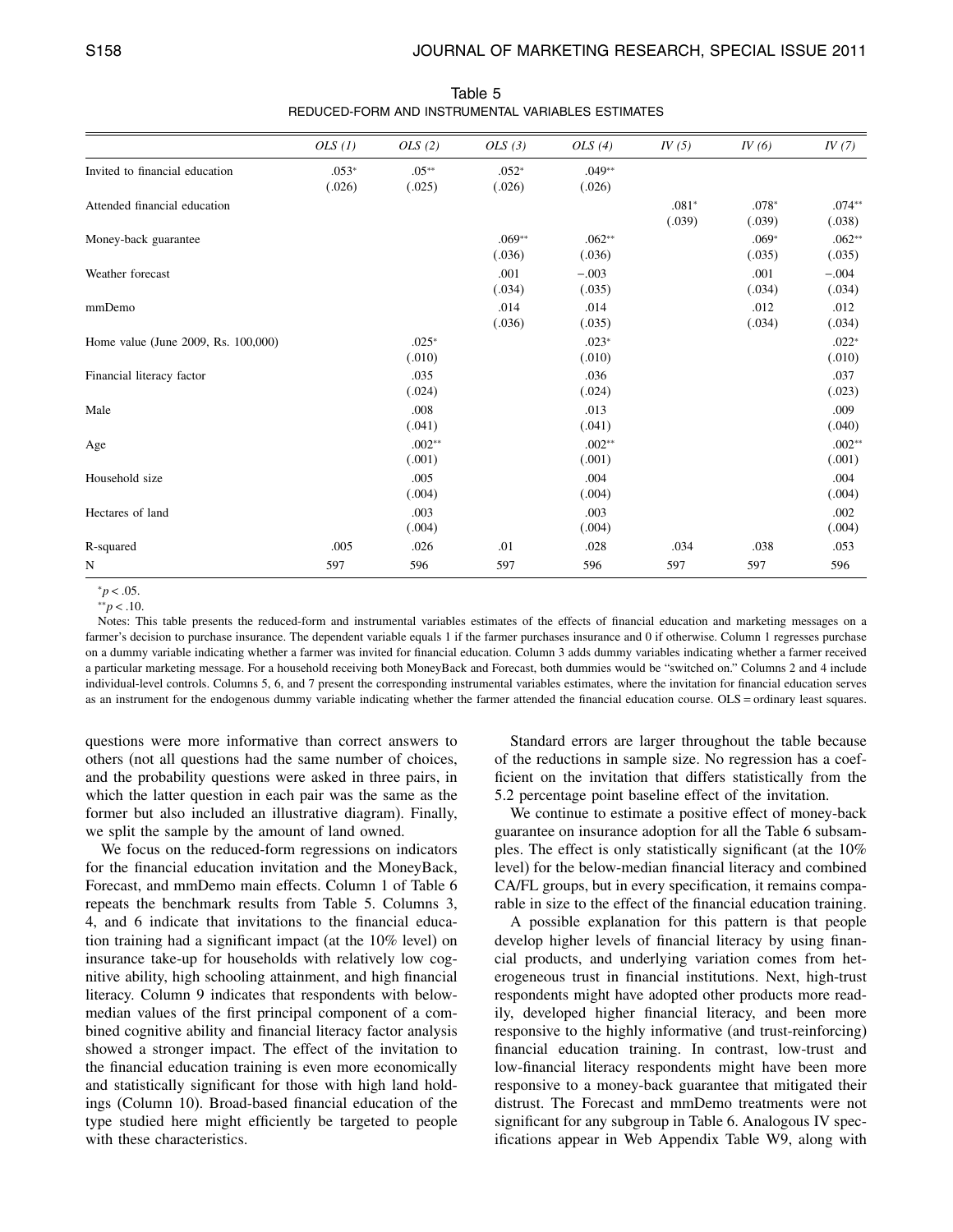Table 5

REDUCED-FORM AND INSTRUMENTAL VARIABLES ESTIMATES

| | *OLS (1)* | *OLS (2)* | *OLS (3)* | *OLS (4)* | *IV (5)* | *IV (6)* | *IV (7)* |
|---|---|---|---|---|---|---|---|
| Invited to financial education | .053* | .05** | .052* | .049** | | | |
| | (.026) | (.025) | (.026) | (.026) | | | |
| Attended financial education | | | | | .081* | .078* | .074** |
| | | | | | (.039) | (.039) | (.038) |
| Money-back guarantee | | | .069** | .062** | | .069* | .062** |
| | | | (.036) | (.036) | | (.035) | (.035) |
| Weather forecast | | | .001 | −.003 | | .001 | −.004 |
| | | | (.034) | (.035) | | (.034) | (.034) |
| mmDemo | | | .014 | .014 | | .012 | .012 |
| | | | (.036) | (.035) | | (.034) | (.034) |
| Home value (June 2009, Rs. 100,000) | | .025* | | .023* | | | .022* |
| | | (.010) | | (.010) | | | (.010) |
| Financial literacy factor | | .035 | | .036 | | | .037 |
| | | (.024) | | (.024) | | | (.023) |
| Male | | .008 | | .013 | | | .009 |
| | | (.041) | | (.041) | | | (.040) |
| Age | | .002** | | .002** | | | .002** |
| | | (.001) | | (.001) | | | (.001) |
| Household size | | .005 | | .004 | | | .004 |
| | | (.004) | | (.004) | | | (.004) |
| Hectares of land | | .003 | | .003 | | | .002 |
| | | (.004) | | (.004) | | | (.004) |
| R-squared | .005 | .026 | .01 | .028 | .034 | .038 | .053 |
| N | 597 | 596 | 597 | 596 | 597 | 597 | 596 |

*$p < .05$.

**$p < .10$.

Notes: This table presents the reduced-form and instrumental variables estimates of the effects of financial education and marketing messages on a farmer's decision to purchase insurance. The dependent variable equals 1 if the farmer purchases insurance and 0 if otherwise. Column 1 regresses purchase on a dummy variable indicating whether a farmer was invited for financial education. Column 3 adds dummy variables indicating whether a farmer received a particular marketing message. For a household receiving both MoneyBack and Forecast, both dummies would be "switched on." Columns 2 and 4 include individual-level controls. Columns 5, 6, and 7 present the corresponding instrumental variables estimates, where the invitation for financial education serves as an instrument for the endogenous dummy variable indicating whether the farmer attended the financial education course. OLS = ordinary least squares.

questions were more informative than correct answers to others (not all questions had the same number of choices, and the probability questions were asked in three pairs, in which the latter question in each pair was the same as the former but also included an illustrative diagram). Finally, we split the sample by the amount of land owned.

We focus on the reduced-form regressions on indicators for the financial education invitation and the MoneyBack, Forecast, and mmDemo main effects. Column 1 of Table 6 repeats the benchmark results from Table 5. Columns 3, 4, and 6 indicate that invitations to the financial education training had a significant impact (at the 10% level) on insurance take-up for households with relatively low cognitive ability, high schooling attainment, and high financial literacy. Column 9 indicates that respondents with below-median values of the first principal component of a combined cognitive ability and financial literacy factor analysis showed a stronger impact. The effect of the invitation to the financial education training is even more economically and statistically significant for those with high land holdings (Column 10). Broad-based financial education of the type studied here might efficiently be targeted to people with these characteristics.

Standard errors are larger throughout the table because of the reductions in sample size. No regression has a coefficient on the invitation that differs statistically from the 5.2 percentage point baseline effect of the invitation.

We continue to estimate a positive effect of money-back guarantee on insurance adoption for all the Table 6 subsamples. The effect is only statistically significant (at the 10% level) for the below-median financial literacy and combined CA/FL groups, but in every specification, it remains comparable in size to the effect of the financial education training.

A possible explanation for this pattern is that people develop higher levels of financial literacy by using financial products, and underlying variation comes from heterogeneous trust in financial institutions. Next, high-trust respondents might have adopted other products more readily, developed higher financial literacy, and been more responsive to the highly informative (and trust-reinforcing) financial education training. In contrast, low-trust and low-financial literacy respondents might have been more responsive to a money-back guarantee that mitigated their distrust. The Forecast and mmDemo treatments were not significant for any subgroup in Table 6. Analogous IV specifications appear in Web Appendix Table W9, along with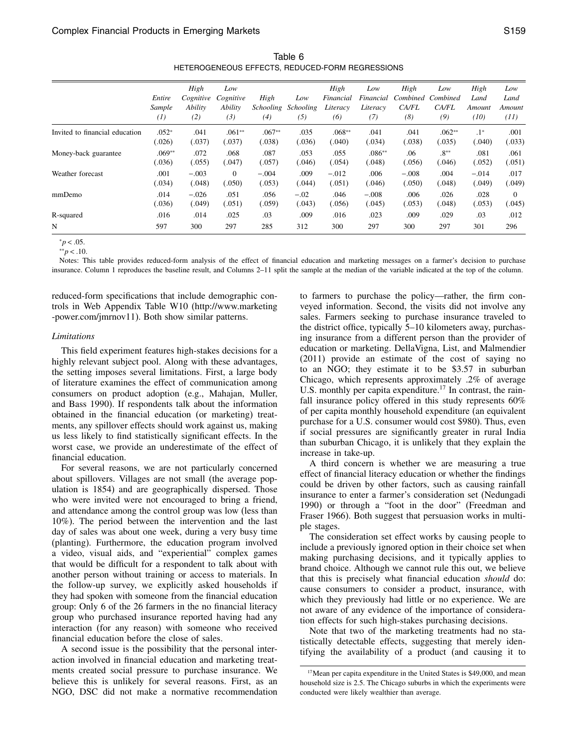Table 6
HETEROGENEOUS EFFECTS, REDUCED-FORM REGRESSIONS

| | *Entire Sample (1)* | *High Cognitive Ability (2)* | *Low Cognitive Ability (3)* | *High Schooling (4)* | *Low Schooling (5)* | *High Financial Literacy (6)* | *Low Financial Literacy (7)* | *High Combined CA/FL (8)* | *Low Combined CA/FL (9)* | *High Land Amount (10)* | *Low Land Amount (11)* |
|---|---|---|---|---|---|---|---|---|---|---|---|
| Invited to financial education | .052* | .041 | .061** | .067** | .035 | .068** | .041 | .041 | .062** | .1* | .001 |
| | (.026) | (.037) | (.037) | (.038) | (.036) | (.040) | (.034) | (.038) | (.035) | (.040) | (.033) |
| Money-back guarantee | .069** | .072 | .068 | .087 | .053 | .055 | .086** | .06 | .8** | .081 | .061 |
| | (.036) | (.055) | (.047) | (.057) | (.046) | (.054) | (.048) | (.056) | (.046) | (.052) | (.051) |
| Weather forecast | .001 | −.003 | 0 | −.004 | .009 | −.012 | .006 | −.008 | .004 | −.014 | .017 |
| | (.034) | (.048) | (.050) | (.053) | (.044) | (.051) | (.046) | (.050) | (.048) | (.049) | (.049) |
| mmDemo | .014 | −.026 | .051 | .056 | −.02 | .046 | −.008 | .006 | .026 | .028 | 0 |
| | (.036) | (.049) | (.051) | (.059) | (.043) | (.056) | (.045) | (.053) | (.048) | (.053) | (.045) |
| R-squared | .016 | .014 | .025 | .03 | .009 | .016 | .023 | .009 | .029 | .03 | .012 |
| N | 597 | 300 | 297 | 285 | 312 | 300 | 297 | 300 | 297 | 301 | 296 |

*$p < .05$.
**$p < .10$.

Notes: This table provides reduced-form analysis of the effect of financial education and marketing messages on a farmer's decision to purchase insurance. Column 1 reproduces the baseline result, and Columns 2–11 split the sample at the median of the variable indicated at the top of the column.

reduced-form specifications that include demographic controls in Web Appendix Table W10 (http://www.marketing-power.com/jmrnov11). Both show similar patterns.

### *Limitations*

This field experiment features high-stakes decisions for a highly relevant subject pool. Along with these advantages, the setting imposes several limitations. First, a large body of literature examines the effect of communication among consumers on product adoption (e.g., Mahajan, Muller, and Bass 1990). If respondents talk about the information obtained in the financial education (or marketing) treatments, any spillover effects should work against us, making us less likely to find statistically significant effects. In the worst case, we provide an underestimate of the effect of financial education.

For several reasons, we are not particularly concerned about spillovers. Villages are not small (the average population is 1854) and are geographically dispersed. Those who were invited were not encouraged to bring a friend, and attendance among the control group was low (less than 10%). The period between the intervention and the last day of sales was about one week, during a very busy time (planting). Furthermore, the education program involved a video, visual aids, and "experiential" complex games that would be difficult for a respondent to talk about with another person without training or access to materials. In the follow-up survey, we explicitly asked households if they had spoken with someone from the financial education group: Only 6 of the 26 farmers in the no financial literacy group who purchased insurance reported having had any interaction (for any reason) with someone who received financial education before the close of sales.

A second issue is the possibility that the personal interaction involved in financial education and marketing treatments created social pressure to purchase insurance. We believe this is unlikely for several reasons. First, as an NGO, DSC did not make a normative recommendation to farmers to purchase the policy—rather, the firm conveyed information. Second, the visits did not involve any sales. Farmers seeking to purchase insurance traveled to the district office, typically 5–10 kilometers away, purchasing insurance from a different person than the provider of education or marketing. DellaVigna, List, and Malmendier (2011) provide an estimate of the cost of saying no to an NGO; they estimate it to be $3.57 in suburban Chicago, which represents approximately .2% of average U.S. monthly per capita expenditure.[17] In contrast, the rainfall insurance policy offered in this study represents 60% of per capita monthly household expenditure (an equivalent purchase for a U.S. consumer would cost $980). Thus, even if social pressures are significantly greater in rural India than suburban Chicago, it is unlikely that they explain the increase in take-up.

A third concern is whether we are measuring a true effect of financial literacy education or whether the findings could be driven by other factors, such as causing rainfall insurance to enter a farmer's consideration set (Nedungadi 1990) or through a "foot in the door" (Freedman and Fraser 1966). Both suggest that persuasion works in multiple stages.

The consideration set effect works by causing people to include a previously ignored option in their choice set when making purchasing decisions, and it typically applies to brand choice. Although we cannot rule this out, we believe that this is precisely what financial education *should* do: cause consumers to consider a product, insurance, with which they previously had little or no experience. We are not aware of any evidence of the importance of consideration effects for such high-stakes purchasing decisions.

Note that two of the marketing treatments had no statistically detectable effects, suggesting that merely identifying the availability of a product (and causing it to

[17] Mean per capita expenditure in the United States is $49,000, and mean household size is 2.5. The Chicago suburbs in which the experiments were conducted were likely wealthier than average.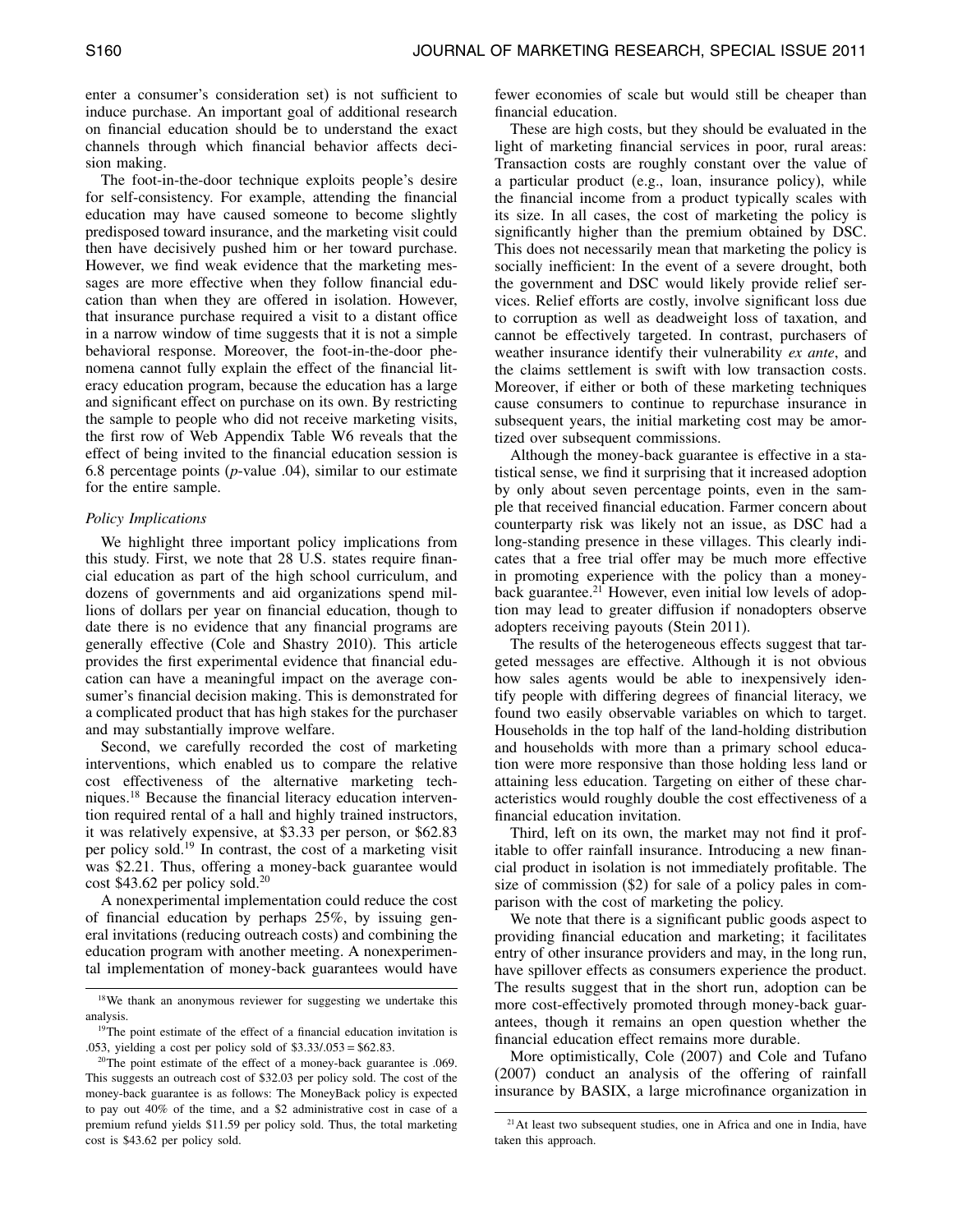enter a consumer's consideration set) is not sufficient to induce purchase. An important goal of additional research on financial education should be to understand the exact channels through which financial behavior affects decision making.

The foot-in-the-door technique exploits people's desire for self-consistency. For example, attending the financial education may have caused someone to become slightly predisposed toward insurance, and the marketing visit could then have decisively pushed him or her toward purchase. However, we find weak evidence that the marketing messages are more effective when they follow financial education than when they are offered in isolation. However, that insurance purchase required a visit to a distant office in a narrow window of time suggests that it is not a simple behavioral response. Moreover, the foot-in-the-door phenomena cannot fully explain the effect of the financial literacy education program, because the education has a large and significant effect on purchase on its own. By restricting the sample to people who did not receive marketing visits, the first row of Web Appendix Table W6 reveals that the effect of being invited to the financial education session is 6.8 percentage points (*p*-value .04), similar to our estimate for the entire sample.

### *Policy Implications*

We highlight three important policy implications from this study. First, we note that 28 U.S. states require financial education as part of the high school curriculum, and dozens of governments and aid organizations spend millions of dollars per year on financial education, though to date there is no evidence that any financial programs are generally effective (Cole and Shastry 2010). This article provides the first experimental evidence that financial education can have a meaningful impact on the average consumer's financial decision making. This is demonstrated for a complicated product that has high stakes for the purchaser and may substantially improve welfare.

Second, we carefully recorded the cost of marketing interventions, which enabled us to compare the relative cost effectiveness of the alternative marketing techniques.[18] Because the financial literacy education intervention required rental of a hall and highly trained instructors, it was relatively expensive, at \$3.33 per person, or \$62.83 per policy sold.[19] In contrast, the cost of a marketing visit was \$2.21. Thus, offering a money-back guarantee would cost \$43.62 per policy sold.[20]

A nonexperimental implementation could reduce the cost of financial education by perhaps 25%, by issuing general invitations (reducing outreach costs) and combining the education program with another meeting. A nonexperimental implementation of money-back guarantees would have fewer economies of scale but would still be cheaper than financial education.

These are high costs, but they should be evaluated in the light of marketing financial services in poor, rural areas: Transaction costs are roughly constant over the value of a particular product (e.g., loan, insurance policy), while the financial income from a product typically scales with its size. In all cases, the cost of marketing the policy is significantly higher than the premium obtained by DSC. This does not necessarily mean that marketing the policy is socially inefficient: In the event of a severe drought, both the government and DSC would likely provide relief services. Relief efforts are costly, involve significant loss due to corruption as well as deadweight loss of taxation, and cannot be effectively targeted. In contrast, purchasers of weather insurance identify their vulnerability *ex ante*, and the claims settlement is swift with low transaction costs. Moreover, if either or both of these marketing techniques cause consumers to continue to repurchase insurance in subsequent years, the initial marketing cost may be amortized over subsequent commissions.

Although the money-back guarantee is effective in a statistical sense, we find it surprising that it increased adoption by only about seven percentage points, even in the sample that received financial education. Farmer concern about counterparty risk was likely not an issue, as DSC had a long-standing presence in these villages. This clearly indicates that a free trial offer may be much more effective in promoting experience with the policy than a money-back guarantee.[21] However, even initial low levels of adoption may lead to greater diffusion if nonadopters observe adopters receiving payouts (Stein 2011).

The results of the heterogeneous effects suggest that targeted messages are effective. Although it is not obvious how sales agents would be able to inexpensively identify people with differing degrees of financial literacy, we found two easily observable variables on which to target. Households in the top half of the land-holding distribution and households with more than a primary school education were more responsive than those holding less land or attaining less education. Targeting on either of these characteristics would roughly double the cost effectiveness of a financial education invitation.

Third, left on its own, the market may not find it profitable to offer rainfall insurance. Introducing a new financial product in isolation is not immediately profitable. The size of commission (\$2) for sale of a policy pales in comparison with the cost of marketing the policy.

We note that there is a significant public goods aspect to providing financial education and marketing; it facilitates entry of other insurance providers and may, in the long run, have spillover effects as consumers experience the product. The results suggest that in the short run, adoption can be more cost-effectively promoted through money-back guarantees, though it remains an open question whether the financial education effect remains more durable.

More optimistically, Cole (2007) and Cole and Tufano (2007) conduct an analysis of the offering of rainfall insurance by BASIX, a large microfinance organization in

---

[18] We thank an anonymous reviewer for suggesting we undertake this analysis.

[19] The point estimate of the effect of a financial education invitation is .053, yielding a cost per policy sold of \$3.33/.053 = \$62.83.

[20] The point estimate of the effect of a money-back guarantee is .069. This suggests an outreach cost of \$32.03 per policy sold. The cost of the money-back guarantee is as follows: The MoneyBack policy is expected to pay out 40% of the time, and a \$2 administrative cost in case of a premium refund yields \$11.59 per policy sold. Thus, the total marketing cost is \$43.62 per policy sold.

[21] At least two subsequent studies, one in Africa and one in India, have taken this approach.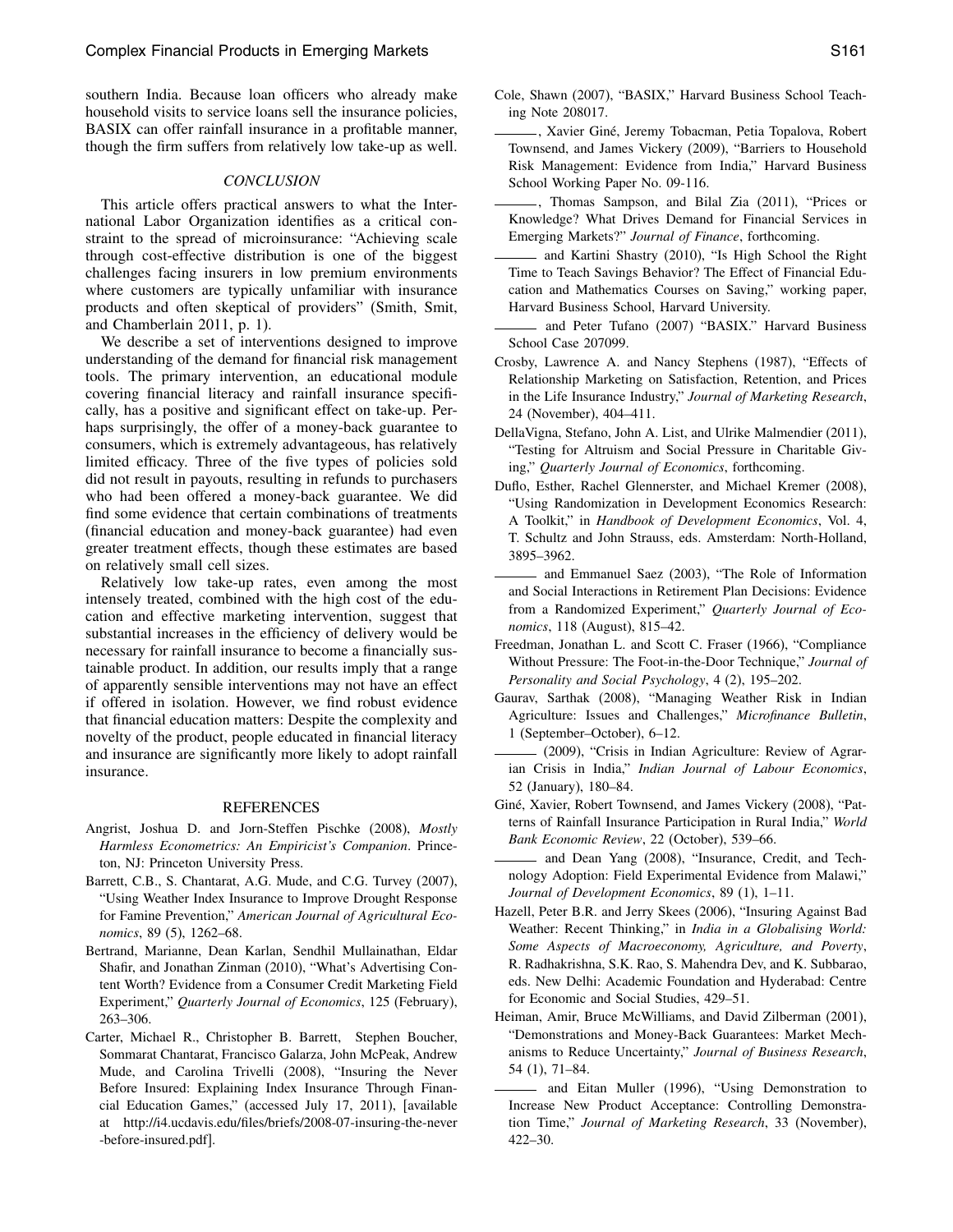southern India. Because loan officers who already make household visits to service loans sell the insurance policies, BASIX can offer rainfall insurance in a profitable manner, though the firm suffers from relatively low take-up as well.

## CONCLUSION

This article offers practical answers to what the International Labor Organization identifies as a critical constraint to the spread of microinsurance: "Achieving scale through cost-effective distribution is one of the biggest challenges facing insurers in low premium environments where customers are typically unfamiliar with insurance products and often skeptical of providers" (Smith, Smit, and Chamberlain 2011, p. 1).

We describe a set of interventions designed to improve understanding of the demand for financial risk management tools. The primary intervention, an educational module covering financial literacy and rainfall insurance specifically, has a positive and significant effect on take-up. Perhaps surprisingly, the offer of a money-back guarantee to consumers, which is extremely advantageous, has relatively limited efficacy. Three of the five types of policies sold did not result in payouts, resulting in refunds to purchasers who had been offered a money-back guarantee. We did find some evidence that certain combinations of treatments (financial education and money-back guarantee) had even greater treatment effects, though these estimates are based on relatively small cell sizes.

Relatively low take-up rates, even among the most intensely treated, combined with the high cost of the education and effective marketing intervention, suggest that substantial increases in the efficiency of delivery would be necessary for rainfall insurance to become a financially sustainable product. In addition, our results imply that a range of apparently sensible interventions may not have an effect if offered in isolation. However, we find robust evidence that financial education matters: Despite the complexity and novelty of the product, people educated in financial literacy and insurance are significantly more likely to adopt rainfall insurance.

## REFERENCES

Angrist, Joshua D. and Jorn-Steffen Pischke (2008), *Mostly Harmless Econometrics: An Empiricist's Companion*. Princeton, NJ: Princeton University Press.

Barrett, C.B., S. Chantarat, A.G. Mude, and C.G. Turvey (2007), "Using Weather Index Insurance to Improve Drought Response for Famine Prevention," *American Journal of Agricultural Economics*, 89 (5), 1262–68.

Bertrand, Marianne, Dean Karlan, Sendhil Mullainathan, Eldar Shafir, and Jonathan Zinman (2010), "What's Advertising Content Worth? Evidence from a Consumer Credit Marketing Field Experiment," *Quarterly Journal of Economics*, 125 (February), 263–306.

Carter, Michael R., Christopher B. Barrett, Stephen Boucher, Sommarat Chantarat, Francisco Galarza, John McPeak, Andrew Mude, and Carolina Trivelli (2008), "Insuring the Never Before Insured: Explaining Index Insurance Through Financial Education Games," (accessed July 17, 2011), [available at http://i4.ucdavis.edu/files/briefs/2008-07-insuring-the-never-before-insured.pdf].

Cole, Shawn (2007), "BASIX," Harvard Business School Teaching Note 208017.

———, Xavier Giné, Jeremy Tobacman, Petia Topalova, Robert Townsend, and James Vickery (2009), "Barriers to Household Risk Management: Evidence from India," Harvard Business School Working Paper No. 09-116.

———, Thomas Sampson, and Bilal Zia (2011), "Prices or Knowledge? What Drives Demand for Financial Services in Emerging Markets?" *Journal of Finance*, forthcoming.

——— and Kartini Shastry (2010), "Is High School the Right Time to Teach Savings Behavior? The Effect of Financial Education and Mathematics Courses on Saving," working paper, Harvard Business School, Harvard University.

——— and Peter Tufano (2007) "BASIX." Harvard Business School Case 207099.

Crosby, Lawrence A. and Nancy Stephens (1987), "Effects of Relationship Marketing on Satisfaction, Retention, and Prices in the Life Insurance Industry," *Journal of Marketing Research*, 24 (November), 404–411.

DellaVigna, Stefano, John A. List, and Ulrike Malmendier (2011), "Testing for Altruism and Social Pressure in Charitable Giving," *Quarterly Journal of Economics*, forthcoming.

Duflo, Esther, Rachel Glennerster, and Michael Kremer (2008), "Using Randomization in Development Economics Research: A Toolkit," in *Handbook of Development Economics*, Vol. 4, T. Schultz and John Strauss, eds. Amsterdam: North-Holland, 3895–3962.

——— and Emmanuel Saez (2003), "The Role of Information and Social Interactions in Retirement Plan Decisions: Evidence from a Randomized Experiment," *Quarterly Journal of Economics*, 118 (August), 815–42.

Freedman, Jonathan L. and Scott C. Fraser (1966), "Compliance Without Pressure: The Foot-in-the-Door Technique," *Journal of Personality and Social Psychology*, 4 (2), 195–202.

Gaurav, Sarthak (2008), "Managing Weather Risk in Indian Agriculture: Issues and Challenges," *Microfinance Bulletin*, 1 (September–October), 6–12.

——— (2009), "Crisis in Indian Agriculture: Review of Agrarian Crisis in India," *Indian Journal of Labour Economics*, 52 (January), 180–84.

Giné, Xavier, Robert Townsend, and James Vickery (2008), "Patterns of Rainfall Insurance Participation in Rural India," *World Bank Economic Review*, 22 (October), 539–66.

——— and Dean Yang (2008), "Insurance, Credit, and Technology Adoption: Field Experimental Evidence from Malawi," *Journal of Development Economics*, 89 (1), 1–11.

Hazell, Peter B.R. and Jerry Skees (2006), "Insuring Against Bad Weather: Recent Thinking," in *India in a Globalising World: Some Aspects of Macroeconomy, Agriculture, and Poverty*, R. Radhakrishna, S.K. Rao, S. Mahendra Dev, and K. Subbarao, eds. New Delhi: Academic Foundation and Hyderabad: Centre for Economic and Social Studies, 429–51.

Heiman, Amir, Bruce McWilliams, and David Zilberman (2001), "Demonstrations and Money-Back Guarantees: Market Mechanisms to Reduce Uncertainty," *Journal of Business Research*, 54 (1), 71–84.

——— and Eitan Muller (1996), "Using Demonstration to Increase New Product Acceptance: Controlling Demonstration Time," *Journal of Marketing Research*, 33 (November), 422–30.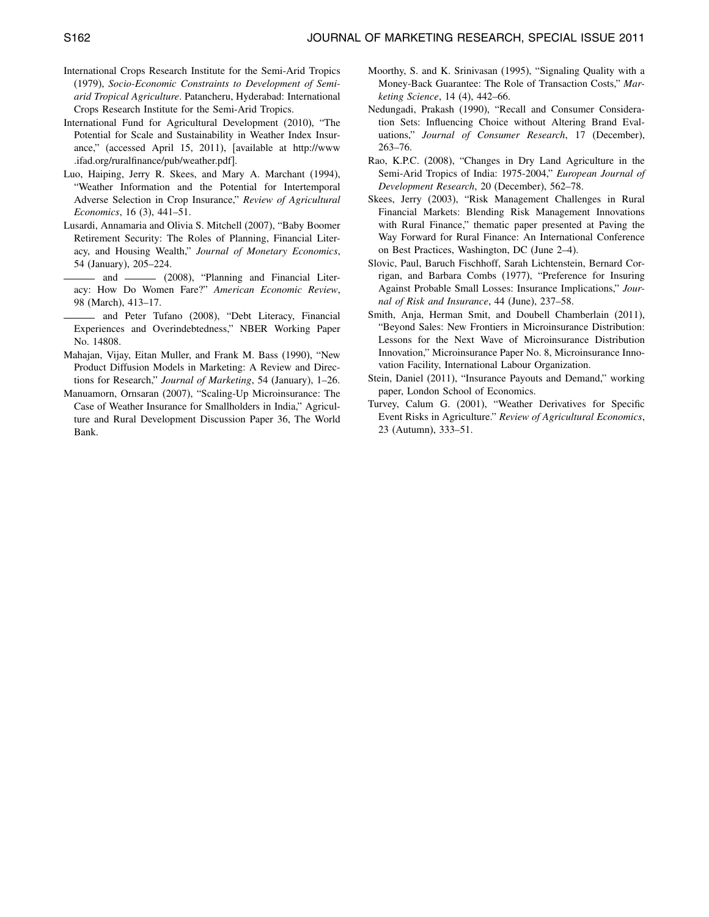International Crops Research Institute for the Semi-Arid Tropics (1979), *Socio-Economic Constraints to Development of Semi-arid Tropical Agriculture*. Patancheru, Hyderabad: International Crops Research Institute for the Semi-Arid Tropics.

International Fund for Agricultural Development (2010), "The Potential for Scale and Sustainability in Weather Index Insurance," (accessed April 15, 2011), [available at http://www.ifad.org/ruralfinance/pub/weather.pdf].

Luo, Haiping, Jerry R. Skees, and Mary A. Marchant (1994), "Weather Information and the Potential for Intertemporal Adverse Selection in Crop Insurance," *Review of Agricultural Economics*, 16 (3), 441–51.

Lusardi, Annamaria and Olivia S. Mitchell (2007), "Baby Boomer Retirement Security: The Roles of Planning, Financial Literacy, and Housing Wealth," *Journal of Monetary Economics*, 54 (January), 205–224.

——— and ——— (2008), "Planning and Financial Literacy: How Do Women Fare?" *American Economic Review*, 98 (March), 413–17.

——— and Peter Tufano (2008), "Debt Literacy, Financial Experiences and Overindebtedness," NBER Working Paper No. 14808.

Mahajan, Vijay, Eitan Muller, and Frank M. Bass (1990), "New Product Diffusion Models in Marketing: A Review and Directions for Research," *Journal of Marketing*, 54 (January), 1–26.

Manuamorn, Ornsaran (2007), "Scaling-Up Microinsurance: The Case of Weather Insurance for Smallholders in India," Agriculture and Rural Development Discussion Paper 36, The World Bank.

Moorthy, S. and K. Srinivasan (1995), "Signaling Quality with a Money-Back Guarantee: The Role of Transaction Costs," *Marketing Science*, 14 (4), 442–66.

Nedungadi, Prakash (1990), "Recall and Consumer Consideration Sets: Influencing Choice without Altering Brand Evaluations," *Journal of Consumer Research*, 17 (December), 263–76.

Rao, K.P.C. (2008), "Changes in Dry Land Agriculture in the Semi-Arid Tropics of India: 1975-2004," *European Journal of Development Research*, 20 (December), 562–78.

Skees, Jerry (2003), "Risk Management Challenges in Rural Financial Markets: Blending Risk Management Innovations with Rural Finance," thematic paper presented at Paving the Way Forward for Rural Finance: An International Conference on Best Practices, Washington, DC (June 2–4).

Slovic, Paul, Baruch Fischhoff, Sarah Lichtenstein, Bernard Corrigan, and Barbara Combs (1977), "Preference for Insuring Against Probable Small Losses: Insurance Implications," *Journal of Risk and Insurance*, 44 (June), 237–58.

Smith, Anja, Herman Smit, and Doubell Chamberlain (2011), "Beyond Sales: New Frontiers in Microinsurance Distribution: Lessons for the Next Wave of Microinsurance Distribution Innovation," Microinsurance Paper No. 8, Microinsurance Innovation Facility, International Labour Organization.

Stein, Daniel (2011), "Insurance Payouts and Demand," working paper, London School of Economics.

Turvey, Calum G. (2001), "Weather Derivatives for Specific Event Risks in Agriculture." *Review of Agricultural Economics*, 23 (Autumn), 333–51.